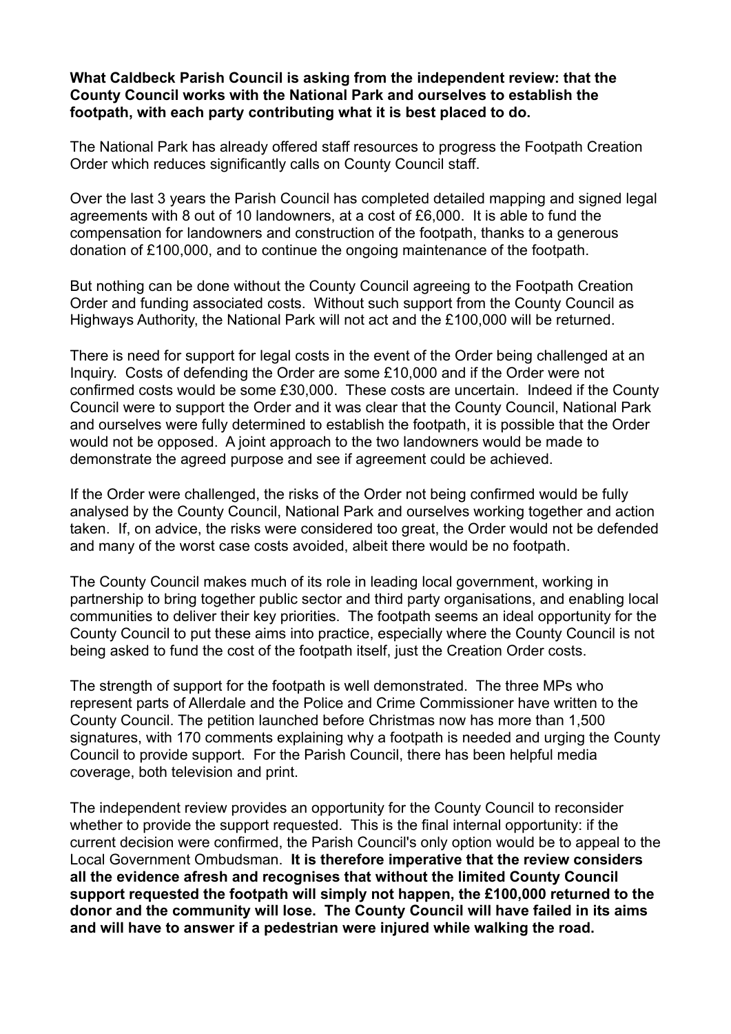**What Caldbeck Parish Council is asking from the independent review: that the County Council works with the National Park and ourselves to establish the footpath, with each party contributing what it is best placed to do.**

The National Park has already offered staff resources to progress the Footpath Creation Order which reduces significantly calls on County Council staff.

Over the last 3 years the Parish Council has completed detailed mapping and signed legal agreements with 8 out of 10 landowners, at a cost of £6,000. It is able to fund the compensation for landowners and construction of the footpath, thanks to a generous donation of £100,000, and to continue the ongoing maintenance of the footpath.

But nothing can be done without the County Council agreeing to the Footpath Creation Order and funding associated costs. Without such support from the County Council as Highways Authority, the National Park will not act and the £100,000 will be returned.

There is need for support for legal costs in the event of the Order being challenged at an Inquiry. Costs of defending the Order are some £10,000 and if the Order were not confirmed costs would be some £30,000. These costs are uncertain. Indeed if the County Council were to support the Order and it was clear that the County Council, National Park and ourselves were fully determined to establish the footpath, it is possible that the Order would not be opposed. A joint approach to the two landowners would be made to demonstrate the agreed purpose and see if agreement could be achieved.

If the Order were challenged, the risks of the Order not being confirmed would be fully analysed by the County Council, National Park and ourselves working together and action taken. If, on advice, the risks were considered too great, the Order would not be defended and many of the worst case costs avoided, albeit there would be no footpath.

The County Council makes much of its role in leading local government, working in partnership to bring together public sector and third party organisations, and enabling local communities to deliver their key priorities. The footpath seems an ideal opportunity for the County Council to put these aims into practice, especially where the County Council is not being asked to fund the cost of the footpath itself, just the Creation Order costs.

The strength of support for the footpath is well demonstrated. The three MPs who represent parts of Allerdale and the Police and Crime Commissioner have written to the County Council. The petition launched before Christmas now has more than 1,500 signatures, with 170 comments explaining why a footpath is needed and urging the County Council to provide support. For the Parish Council, there has been helpful media coverage, both television and print.

The independent review provides an opportunity for the County Council to reconsider whether to provide the support requested. This is the final internal opportunity: if the current decision were confirmed, the Parish Council's only option would be to appeal to the Local Government Ombudsman. **It is therefore imperative that the review considers all the evidence afresh and recognises that without the limited County Council support requested the footpath will simply not happen, the £100,000 returned to the donor and the community will lose. The County Council will have failed in its aims and will have to answer if a pedestrian were injured while walking the road.**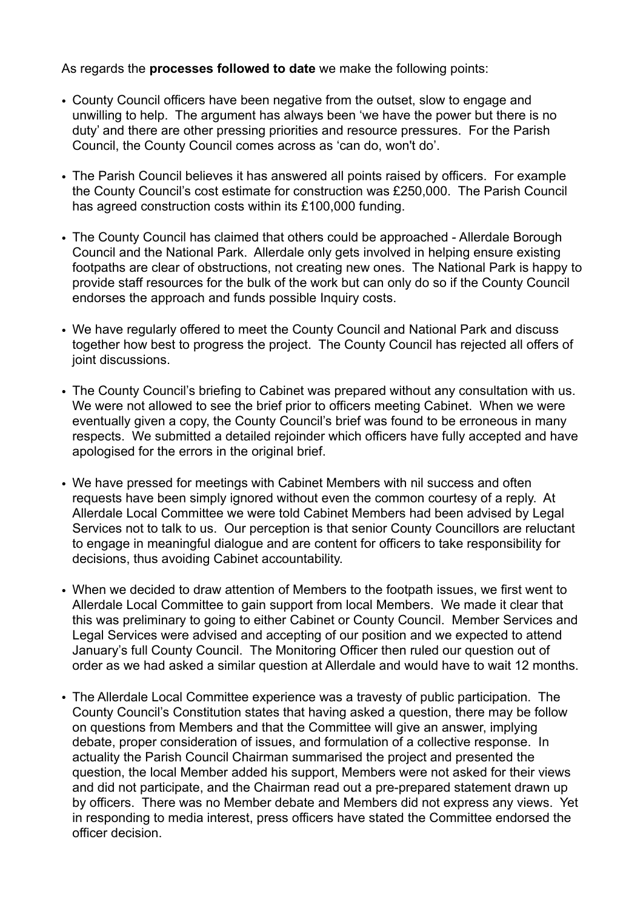As regards the **processes followed to date** we make the following points:

- County Council officers have been negative from the outset, slow to engage and unwilling to help. The argument has always been 'we have the power but there is no duty' and there are other pressing priorities and resource pressures. For the Parish Council, the County Council comes across as 'can do, won't do'.

- The Parish Council believes it has answered all points raised by officers. For example the County Council's cost estimate for construction was £250,000. The Parish Council has agreed construction costs within its £100,000 funding.

- The County Council has claimed that others could be approached - Allerdale Borough Council and the National Park. Allerdale only gets involved in helping ensure existing footpaths are clear of obstructions, not creating new ones. The National Park is happy to provide staff resources for the bulk of the work but can only do so if the County Council endorses the approach and funds possible Inquiry costs.

- We have regularly offered to meet the County Council and National Park and discuss together how best to progress the project. The County Council has rejected all offers of joint discussions.

- The County Council's briefing to Cabinet was prepared without any consultation with us. We were not allowed to see the brief prior to officers meeting Cabinet. When we were eventually given a copy, the County Council's brief was found to be erroneous in many respects. We submitted a detailed rejoinder which officers have fully accepted and have apologised for the errors in the original brief.

- We have pressed for meetings with Cabinet Members with nil success and often requests have been simply ignored without even the common courtesy of a reply. At Allerdale Local Committee we were told Cabinet Members had been advised by Legal Services not to talk to us. Our perception is that senior County Councillors are reluctant to engage in meaningful dialogue and are content for officers to take responsibility for decisions, thus avoiding Cabinet accountability.

- When we decided to draw attention of Members to the footpath issues, we first went to Allerdale Local Committee to gain support from local Members. We made it clear that this was preliminary to going to either Cabinet or County Council. Member Services and Legal Services were advised and accepting of our position and we expected to attend January's full County Council. The Monitoring Officer then ruled our question out of order as we had asked a similar question at Allerdale and would have to wait 12 months.

- The Allerdale Local Committee experience was a travesty of public participation. The County Council's Constitution states that having asked a question, there may be follow on questions from Members and that the Committee will give an answer, implying debate, proper consideration of issues, and formulation of a collective response. In actuality the Parish Council Chairman summarised the project and presented the question, the local Member added his support, Members were not asked for their views and did not participate, and the Chairman read out a pre-prepared statement drawn up by officers. There was no Member debate and Members did not express any views. Yet in responding to media interest, press officers have stated the Committee endorsed the officer decision.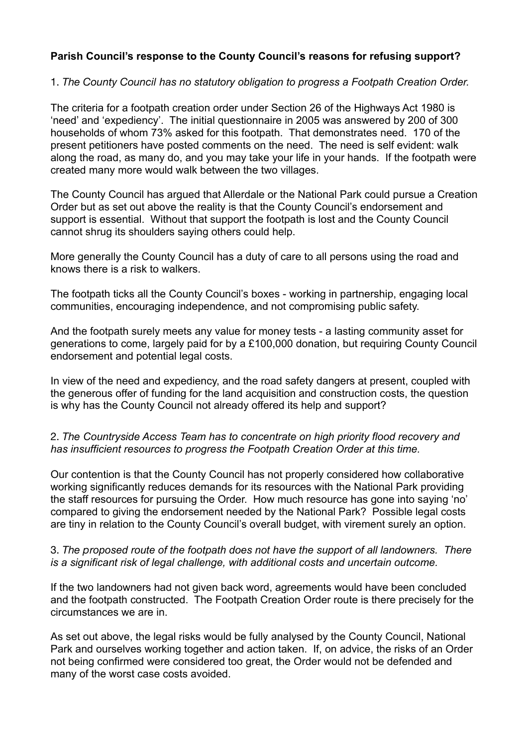**Parish Council's response to the County Council's reasons for refusing support?**

1. *The County Council has no statutory obligation to progress a Footpath Creation Order.*

The criteria for a footpath creation order under Section 26 of the Highways Act 1980 is 'need' and 'expediency'. The initial questionnaire in 2005 was answered by 200 of 300 households of whom 73% asked for this footpath. That demonstrates need. 170 of the present petitioners have posted comments on the need. The need is self evident: walk along the road, as many do, and you may take your life in your hands. If the footpath were created many more would walk between the two villages.

The County Council has argued that Allerdale or the National Park could pursue a Creation Order but as set out above the reality is that the County Council's endorsement and support is essential. Without that support the footpath is lost and the County Council cannot shrug its shoulders saying others could help.

More generally the County Council has a duty of care to all persons using the road and knows there is a risk to walkers.

The footpath ticks all the County Council's boxes - working in partnership, engaging local communities, encouraging independence, and not compromising public safety.

And the footpath surely meets any value for money tests - a lasting community asset for generations to come, largely paid for by a £100,000 donation, but requiring County Council endorsement and potential legal costs.

In view of the need and expediency, and the road safety dangers at present, coupled with the generous offer of funding for the land acquisition and construction costs, the question is why has the County Council not already offered its help and support?

2. *The Countryside Access Team has to concentrate on high priority flood recovery and has insufficient resources to progress the Footpath Creation Order at this time.*

Our contention is that the County Council has not properly considered how collaborative working significantly reduces demands for its resources with the National Park providing the staff resources for pursuing the Order. How much resource has gone into saying 'no' compared to giving the endorsement needed by the National Park? Possible legal costs are tiny in relation to the County Council's overall budget, with virement surely an option.

3. *The proposed route of the footpath does not have the support of all landowners. There is a significant risk of legal challenge, with additional costs and uncertain outcome.*

If the two landowners had not given back word, agreements would have been concluded and the footpath constructed. The Footpath Creation Order route is there precisely for the circumstances we are in.

As set out above, the legal risks would be fully analysed by the County Council, National Park and ourselves working together and action taken. If, on advice, the risks of an Order not being confirmed were considered too great, the Order would not be defended and many of the worst case costs avoided.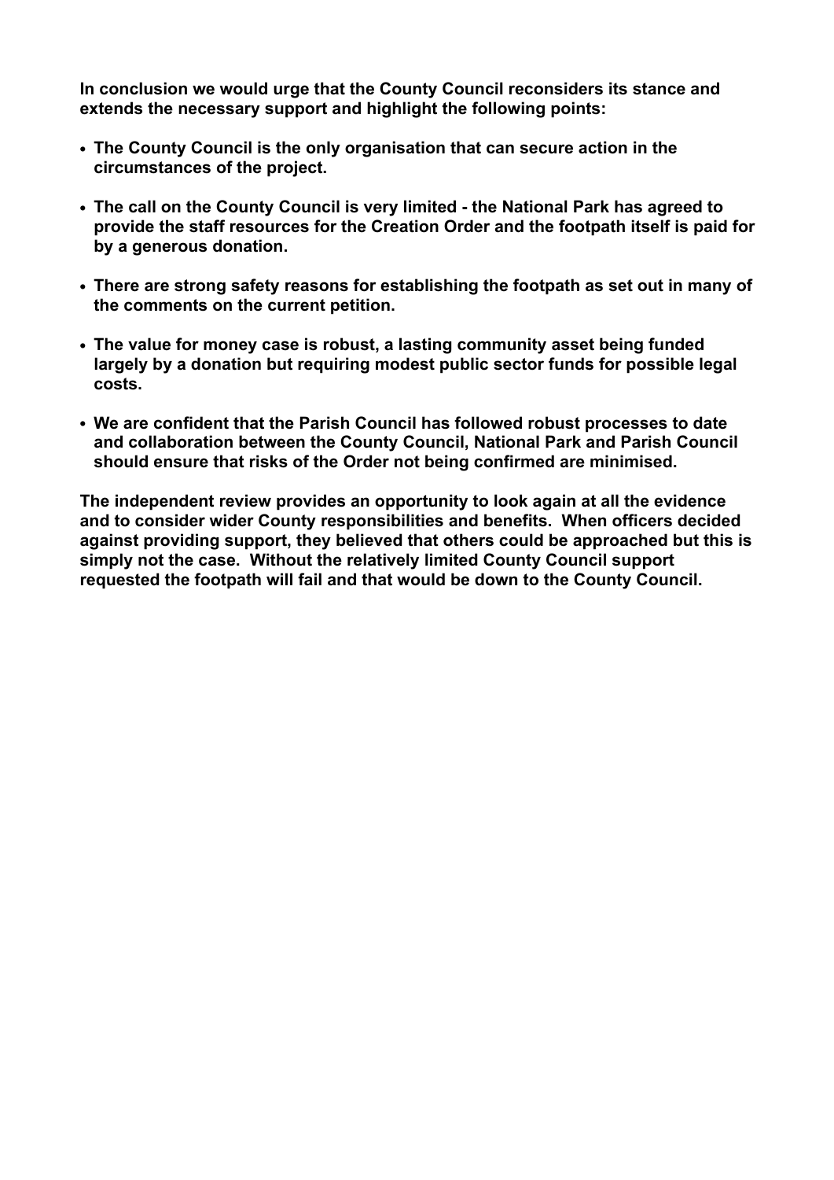**In conclusion we would urge that the County Council reconsiders its stance and extends the necessary support and highlight the following points:**

- **The County Council is the only organisation that can secure action in the circumstances of the project.**
- **The call on the County Council is very limited - the National Park has agreed to provide the staff resources for the Creation Order and the footpath itself is paid for by a generous donation.**
- **There are strong safety reasons for establishing the footpath as set out in many of the comments on the current petition.**
- **The value for money case is robust, a lasting community asset being funded largely by a donation but requiring modest public sector funds for possible legal costs.**
- **We are confident that the Parish Council has followed robust processes to date and collaboration between the County Council, National Park and Parish Council should ensure that risks of the Order not being confirmed are minimised.**

**The independent review provides an opportunity to look again at all the evidence and to consider wider County responsibilities and benefits. When officers decided against providing support, they believed that others could be approached but this is simply not the case. Without the relatively limited County Council support requested the footpath will fail and that would be down to the County Council.**